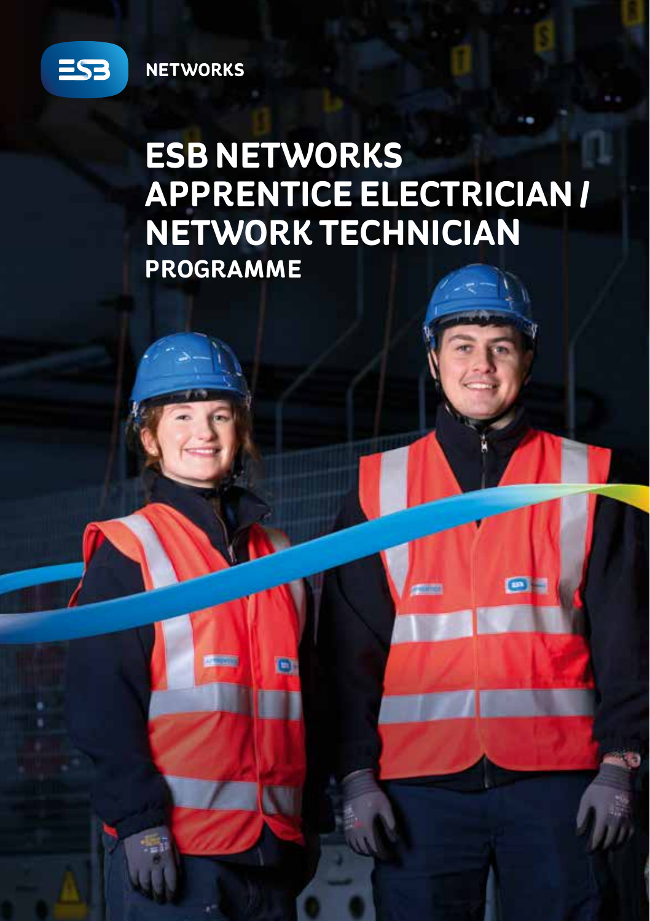NETWORKS

# ESB NETWORKS APPRENTICE ELECTRICIAN / NETWORK TECHNICIAN

## PROGRAMME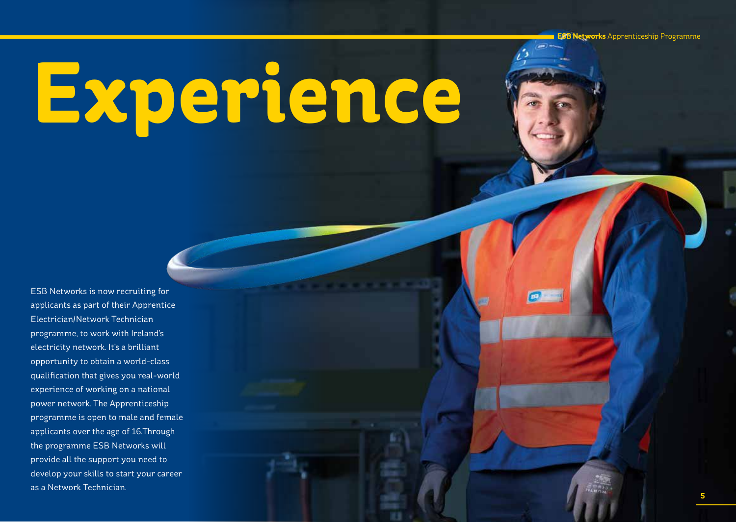# Experience

ESB Networks is now recruiting for applicants as part of their Apprentice Electrician/Network Technician programme, to work with Ireland's electricity network. It's a brilliant opportunity to obtain a world-class qualification that gives you real-world experience of working on a national power network. The Apprenticeship programme is open to male and female applicants over the age of 16.Through the programme ESB Networks will provide all the support you need to develop your skills to start your career as a Network Technician.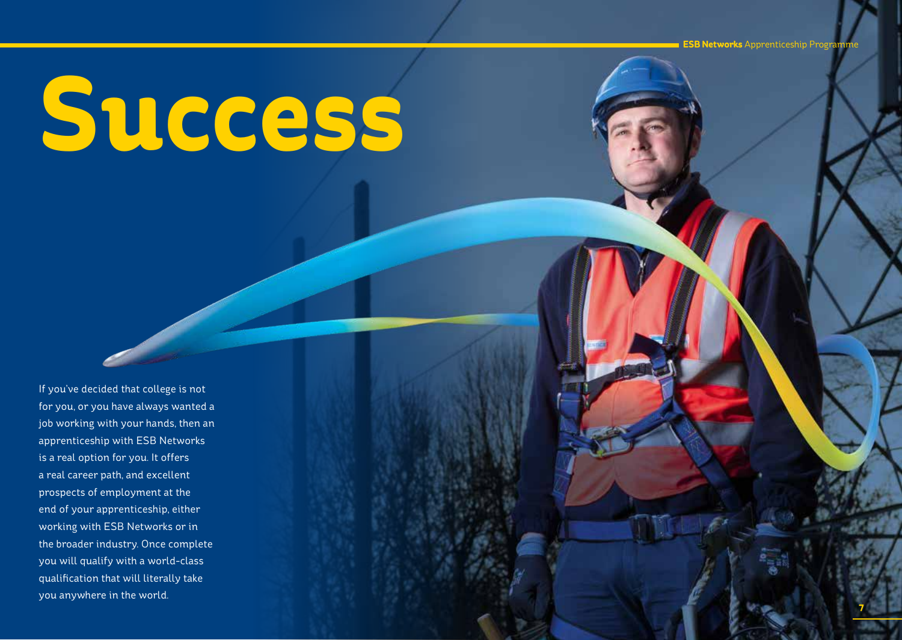# Success

If you've decided that college is not for you, or you have always wanted a job working with your hands, then an apprenticeship with ESB Networks is a real option for you. It offers a real career path, and excellent prospects of employment at the end of your apprenticeship, either working with ESB Networks or in the broader industry. Once complete you will qualify with a world-class qualification that will literally take you anywhere in the world.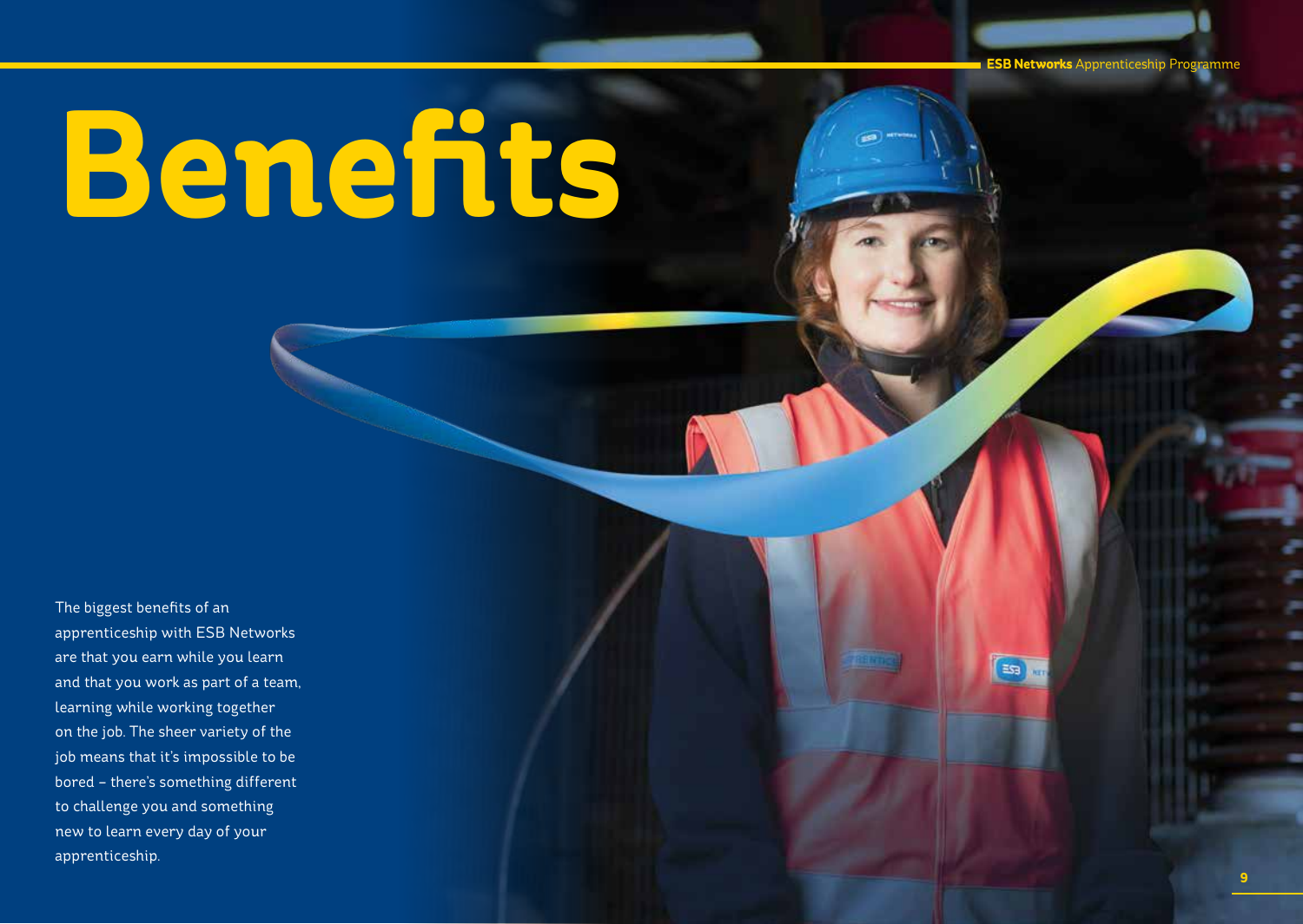# Benefits

The biggest benefits of an apprenticeship with ESB Networks are that you earn while you learn and that you work as part of a team, learning while working together on the job. The sheer variety of the job means that it's impossible to be bored – there's something different to challenge you and something new to learn every day of your apprenticeship.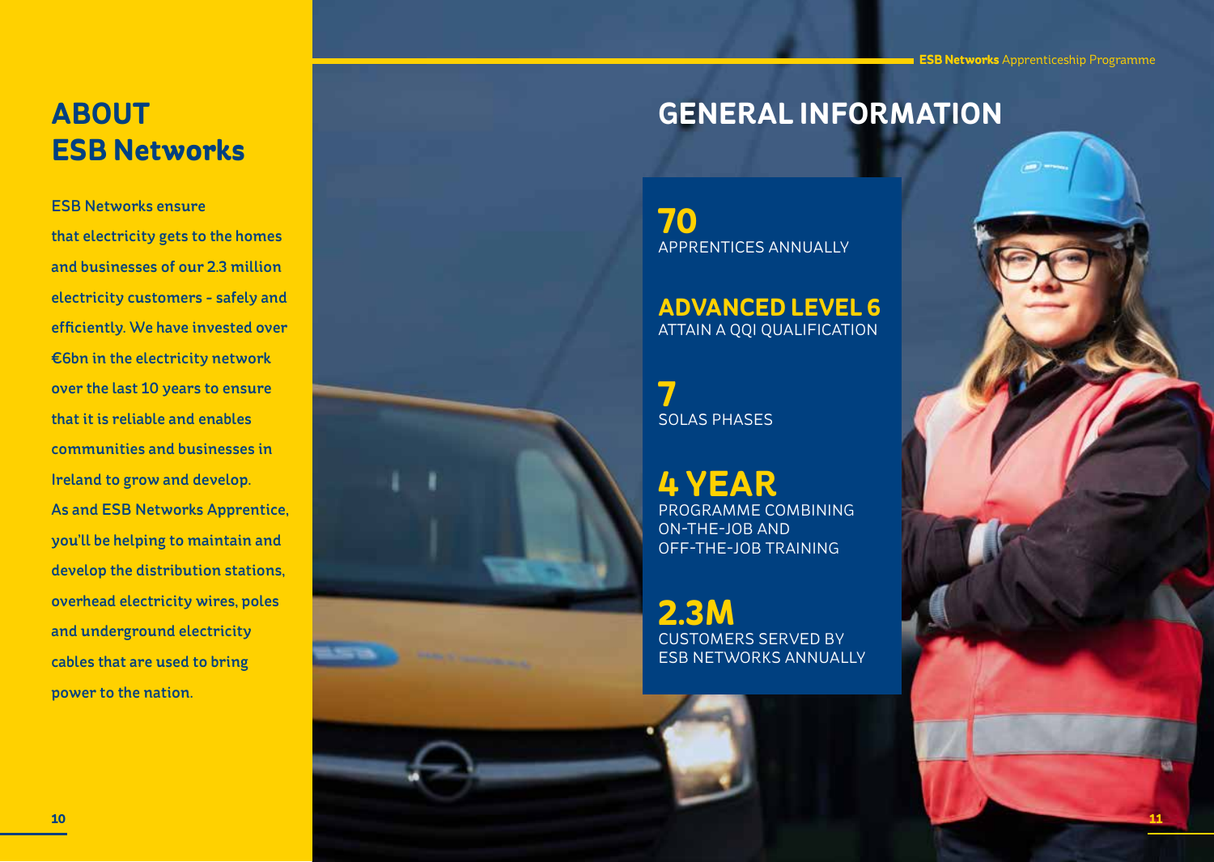# ABOUT ESB Networks

ESB Networks ensure that electricity gets to the homes and businesses of our 2.3 million electricity customers - safely and efficiently. We have invested over €6bn in the electricity network over the last 10 years to ensure that it is reliable and enables communities and businesses in Ireland to grow and develop. As and ESB Networks Apprentice, you'll be helping to maintain and develop the distribution stations, overhead electricity wires, poles and underground electricity cables that are used to bring power to the nation.

# GENERAL INFORMATION

**70**
APPRENTICES ANNUALLY

**ADVANCED LEVEL 6**
ATTAIN A QQI QUALIFICATION

**7**
SOLAS PHASES

**4 YEAR**
PROGRAMME COMBINING ON-THE-JOB AND OFF-THE-JOB TRAINING

**2.3M**
CUSTOMERS SERVED BY ESB NETWORKS ANNUALLY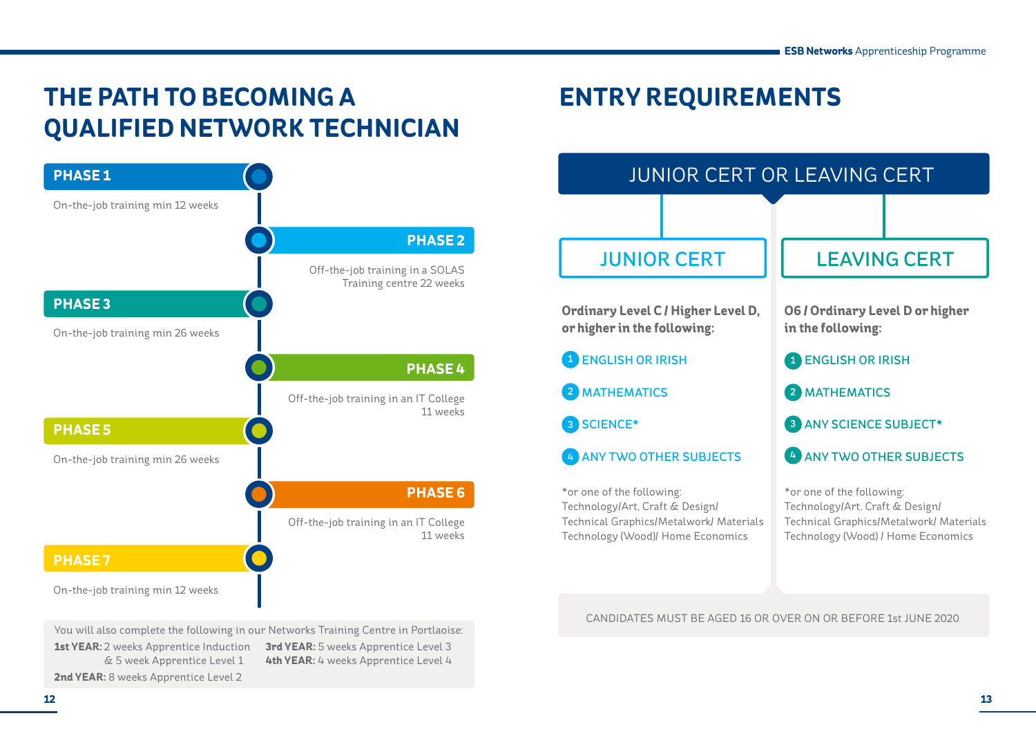# THE PATH TO BECOMING A QUALIFIED NETWORK TECHNICIAN

**PHASE 1**

On-the-job training min 12 weeks

**PHASE 2**

Off-the-job training in a SOLAS Training centre 22 weeks

**PHASE 3**

On-the-job training min 26 weeks

**PHASE 4**

Off-the-job training in an IT College 11 weeks

**PHASE 5**

On-the-job training min 26 weeks

**PHASE 6**

Off-the-job training in an IT College 11 weeks

**PHASE 7**

On-the-job training min 12 weeks

You will also complete the following in our Networks Training Centre in Portlaoise:

**1st YEAR:** 2 weeks Apprentice Induction & 5 week Apprentice Level 1

**2nd YEAR:** 8 weeks Apprentice Level 2

**3rd YEAR:** 5 weeks Apprentice Level 3

**4th YEAR:** 4 weeks Apprentice Level 4

# ENTRY REQUIREMENTS

## JUNIOR CERT OR LEAVING CERT

### JUNIOR CERT

**Ordinary Level C / Higher Level D, or higher in the following:**

1. ENGLISH OR IRISH
2. MATHEMATICS
3. SCIENCE*
4. ANY TWO OTHER SUBJECTS

*or one of the following: Technology/Art, Craft & Design/ Technical Graphics/Metalwork/ Materials Technology (Wood)/ Home Economics

### LEAVING CERT

**O6 / Ordinary Level D or higher in the following:**

1. ENGLISH OR IRISH
2. MATHEMATICS
3. ANY SCIENCE SUBJECT*
4. ANY TWO OTHER SUBJECTS

*or one of the following: Technology/Art, Craft & Design/ Technical Graphics/Metalwork/ Materials Technology (Wood) / Home Economics

CANDIDATES MUST BE AGED 16 OR OVER ON OR BEFORE 1st JUNE 2020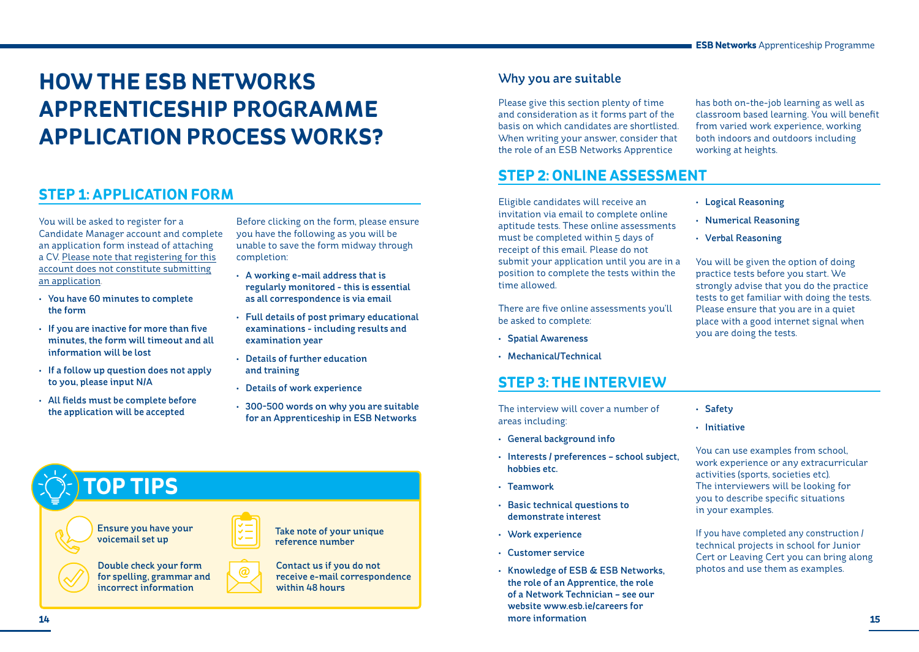# HOW THE ESB NETWORKS APPRENTICESHIP PROGRAMME APPLICATION PROCESS WORKS?

## STEP 1: APPLICATION FORM

You will be asked to register for a Candidate Manager account and complete an application form instead of attaching a CV. Please note that registering for this account does not constitute submitting an application.

- **You have 60 minutes to complete the form**
- **If you are inactive for more than five minutes, the form will timeout and all information will be lost**
- **If a follow up question does not apply to you, please input N/A**
- **All fields must be complete before the application will be accepted**

Before clicking on the form, please ensure you have the following as you will be unable to save the form midway through completion:

- **A working e-mail address that is regularly monitored - this is essential as all correspondence is via email**
- **Full details of post primary educational examinations - including results and examination year**
- **Details of further education and training**
- **Details of work experience**
- **300-500 words on why you are suitable for an Apprenticeship in ESB Networks**

## TOP TIPS

**Ensure you have your voicemail set up**

**Double check your form for spelling, grammar and incorrect information**

**Take note of your unique reference number**

**Contact us if you do not receive e-mail correspondence within 48 hours**

### Why you are suitable

Please give this section plenty of time and consideration as it forms part of the basis on which candidates are shortlisted. When writing your answer, consider that the role of an ESB Networks Apprentice has both on-the-job learning as well as classroom based learning. You will benefit from varied work experience, working both indoors and outdoors including working at heights.

## STEP 2: ONLINE ASSESSMENT

Eligible candidates will receive an invitation via email to complete online aptitude tests. These online assessments must be completed within 5 days of receipt of this email. Please do not submit your application until you are in a position to complete the tests within the time allowed.

There are five online assessments you'll be asked to complete:

- **Spatial Awareness**
- **Mechanical/Technical**
- **Logical Reasoning**
- **Numerical Reasoning**
- **Verbal Reasoning**

You will be given the option of doing practice tests before you start. We strongly advise that you do the practice tests to get familiar with doing the tests. Please ensure that you are in a quiet place with a good internet signal when you are doing the tests.

## STEP 3: THE INTERVIEW

The interview will cover a number of areas including:

- **General background info**
- **Interests / preferences – school subject, hobbies etc.**
- **Teamwork**
- **Basic technical questions to demonstrate interest**
- **Work experience**
- **Customer service**
- **Knowledge of ESB & ESB Networks, the role of an Apprentice, the role of a Network Technician – see our website www.esb.ie/careers for more information**
- **Safety**
- **Initiative**

You can use examples from school, work experience or any extracurricular activities (sports, societies etc). The interviewers will be looking for you to describe specific situations in your examples.

If you have completed any construction / technical projects in school for Junior Cert or Leaving Cert you can bring along photos and use them as examples.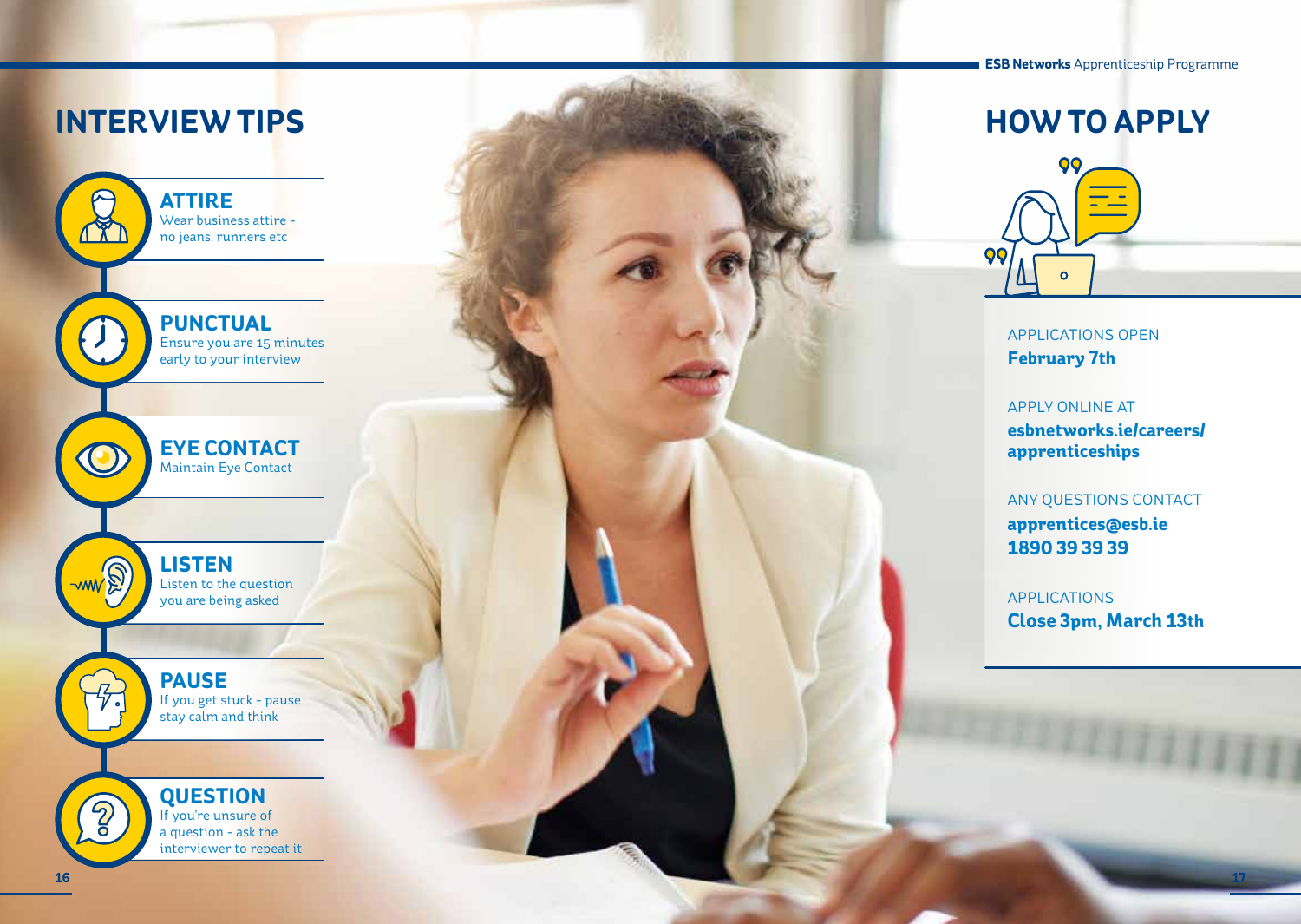# INTERVIEW TIPS

### ATTIRE
Wear business attire - no jeans, runners etc

### PUNCTUAL
Ensure you are 15 minutes early to your interview

### EYE CONTACT
Maintain Eye Contact

### LISTEN
Listen to the question you are being asked

### PAUSE
If you get stuck - pause stay calm and think

### QUESTION
If you're unsure of a question - ask the interviewer to repeat it

# HOW TO APPLY

APPLICATIONS OPEN
**February 7th**

APPLY ONLINE AT
**esbnetworks.ie/careers/apprenticeships**

ANY QUESTIONS CONTACT
**apprentices@esb.ie**
**1890 39 39 39**

APPLICATIONS
**Close 3pm, March 13th**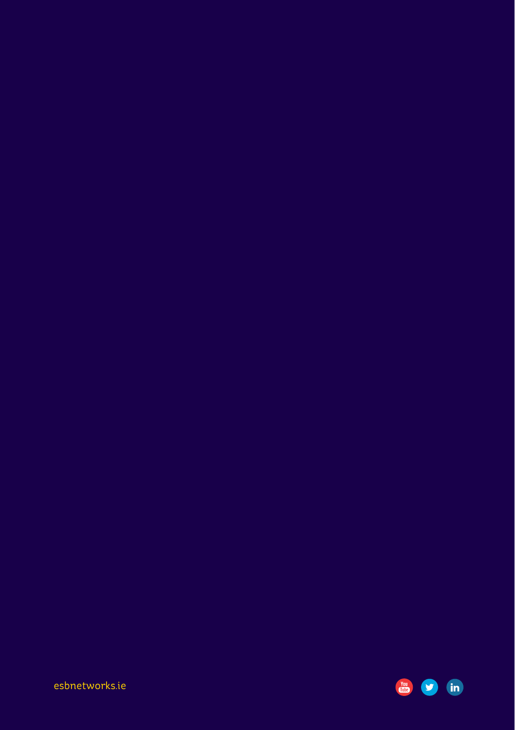esbnetworks.ie